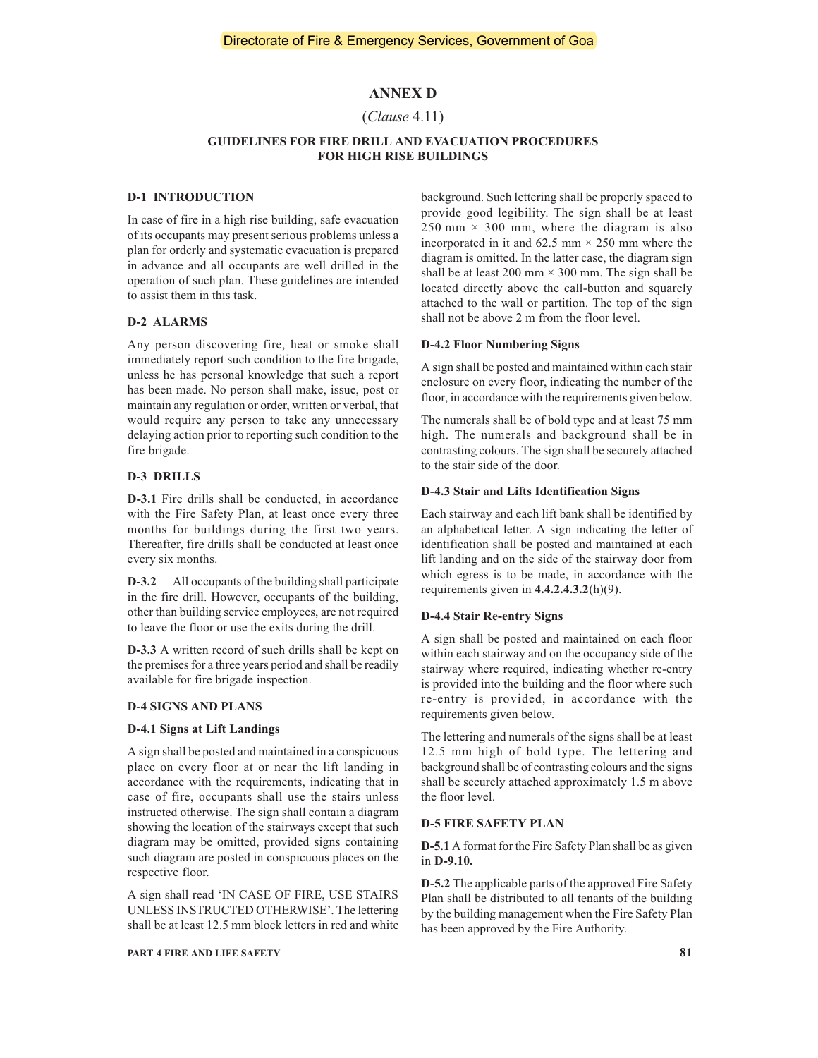# ANNEX D

(*Clause* 4.11)

## GUIDELINES FOR FIRE DRILL AND EVACUATION PROCEDURES FOR HIGH RISE BUILDINGS

### D-1 INTRODUCTION

In case of fire in a high rise building, safe evacuation of its occupants may present serious problems unless a plan for orderly and systematic evacuation is prepared in advance and all occupants are well drilled in the operation of such plan. These guidelines are intended to assist them in this task.

### D-2 ALARMS

Any person discovering fire, heat or smoke shall immediately report such condition to the fire brigade, unless he has personal knowledge that such a report has been made. No person shall make, issue, post or maintain any regulation or order, written or verbal, that would require any person to take any unnecessary delaying action prior to reporting such condition to the fire brigade.

### D-3 DRILLS

**D-3.1** Fire drills shall be conducted, in accordance with the Fire Safety Plan, at least once every three months for buildings during the first two years. Thereafter, fire drills shall be conducted at least once every six months.

**D-3.2** All occupants of the building shall participate in the fire drill. However, occupants of the building, other than building service employees, are not required to leave the floor or use the exits during the drill.

**D-3.3** A written record of such drills shall be kept on the premises for a three years period and shall be readily available for fire brigade inspection.

### D-4 SIGNS AND PLANS

#### D-4.1 Signs at Lift Landings

A sign shall be posted and maintained in a conspicuous place on every floor at or near the lift landing in accordance with the requirements, indicating that in case of fire, occupants shall use the stairs unless instructed otherwise. The sign shall contain a diagram showing the location of the stairways except that such diagram may be omitted, provided signs containing such diagram are posted in conspicuous places on the respective floor.

A sign shall read 'IN CASE OF FIRE, USE STAIRS UNLESS INSTRUCTED OTHERWISE'. The lettering shall be at least 12.5 mm block letters in red and white background. Such lettering shall be properly spaced to provide good legibility. The sign shall be at least 250 mm × 300 mm, where the diagram is also incorporated in it and 62.5 mm × 250 mm where the diagram is omitted. In the latter case, the diagram sign shall be at least 200 mm × 300 mm. The sign shall be located directly above the call-button and squarely attached to the wall or partition. The top of the sign shall not be above 2 m from the floor level.

#### D-4.2 Floor Numbering Signs

A sign shall be posted and maintained within each stair enclosure on every floor, indicating the number of the floor, in accordance with the requirements given below.

The numerals shall be of bold type and at least 75 mm high. The numerals and background shall be in contrasting colours. The sign shall be securely attached to the stair side of the door.

#### D-4.3 Stair and Lifts Identification Signs

Each stairway and each lift bank shall be identified by an alphabetical letter. A sign indicating the letter of identification shall be posted and maintained at each lift landing and on the side of the stairway door from which egress is to be made, in accordance with the requirements given in **4.4.2.4.3.2**(h)(9).

#### D-4.4 Stair Re-entry Signs

A sign shall be posted and maintained on each floor within each stairway and on the occupancy side of the stairway where required, indicating whether re-entry is provided into the building and the floor where such re-entry is provided, in accordance with the requirements given below.

The lettering and numerals of the signs shall be at least 12.5 mm high of bold type. The lettering and background shall be of contrasting colours and the signs shall be securely attached approximately 1.5 m above the floor level.

### D-5 FIRE SAFETY PLAN

**D-5.1** A format for the Fire Safety Plan shall be as given in **D-9.10.**

**D-5.2** The applicable parts of the approved Fire Safety Plan shall be distributed to all tenants of the building by the building management when the Fire Safety Plan has been approved by the Fire Authority.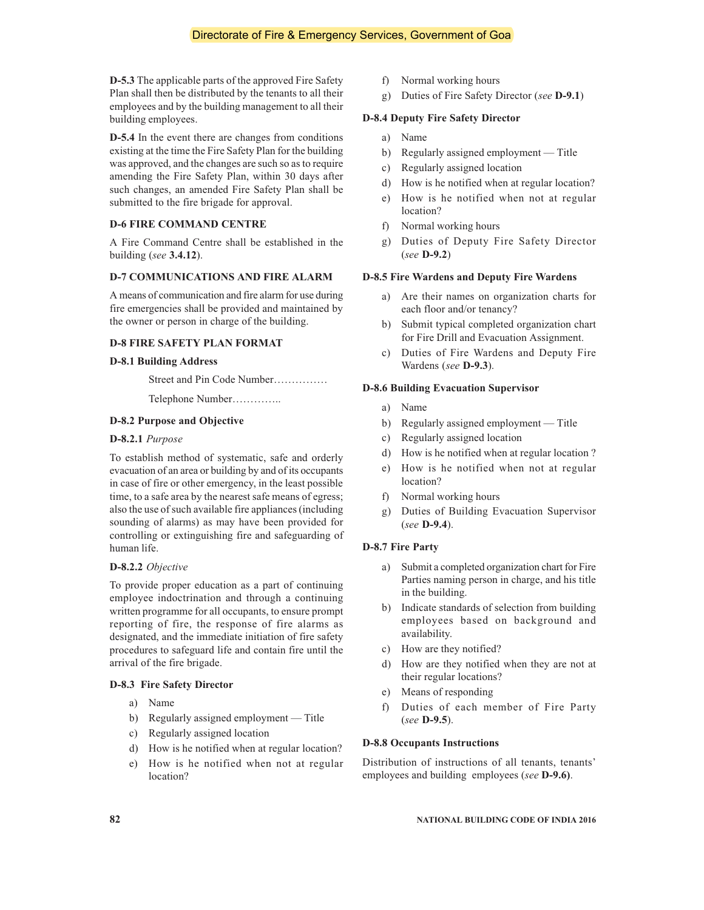**D-5.3** The applicable parts of the approved Fire Safety Plan shall then be distributed by the tenants to all their employees and by the building management to all their building employees.

**D-5.4** In the event there are changes from conditions existing at the time the Fire Safety Plan for the building was approved, and the changes are such so as to require amending the Fire Safety Plan, within 30 days after such changes, an amended Fire Safety Plan shall be submitted to the fire brigade for approval.

### D-6 FIRE COMMAND CENTRE

A Fire Command Centre shall be established in the building (*see* **3.4.12**).

### D-7 COMMUNICATIONS AND FIRE ALARM

A means of communication and fire alarm for use during fire emergencies shall be provided and maintained by the owner or person in charge of the building.

### D-8 FIRE SAFETY PLAN FORMAT

#### D-8.1 Building Address

Street and Pin Code Number……………

Telephone Number…………..

#### D-8.2 Purpose and Objective

**D-8.2.1** *Purpose*

To establish method of systematic, safe and orderly evacuation of an area or building by and of its occupants in case of fire or other emergency, in the least possible time, to a safe area by the nearest safe means of egress; also the use of such available fire appliances (including sounding of alarms) as may have been provided for controlling or extinguishing fire and safeguarding of human life.

**D-8.2.2** *Objective*

To provide proper education as a part of continuing employee indoctrination and through a continuing written programme for all occupants, to ensure prompt reporting of fire, the response of fire alarms as designated, and the immediate initiation of fire safety procedures to safeguard life and contain fire until the arrival of the fire brigade.

#### D-8.3 Fire Safety Director

a) Name
b) Regularly assigned employment — Title
c) Regularly assigned location
d) How is he notified when at regular location?
e) How is he notified when not at regular location?
f) Normal working hours
g) Duties of Fire Safety Director (*see* **D-9.1**)

#### D-8.4 Deputy Fire Safety Director

a) Name
b) Regularly assigned employment — Title
c) Regularly assigned location
d) How is he notified when at regular location?
e) How is he notified when not at regular location?
f) Normal working hours
g) Duties of Deputy Fire Safety Director (*see* **D-9.2**)

#### D-8.5 Fire Wardens and Deputy Fire Wardens

a) Are their names on organization charts for each floor and/or tenancy?
b) Submit typical completed organization chart for Fire Drill and Evacuation Assignment.
c) Duties of Fire Wardens and Deputy Fire Wardens (*see* **D-9.3**).

#### D-8.6 Building Evacuation Supervisor

a) Name
b) Regularly assigned employment — Title
c) Regularly assigned location
d) How is he notified when at regular location ?
e) How is he notified when not at regular location?
f) Normal working hours
g) Duties of Building Evacuation Supervisor (*see* **D-9.4**).

#### D-8.7 Fire Party

a) Submit a completed organization chart for Fire Parties naming person in charge, and his title in the building.
b) Indicate standards of selection from building employees based on background and availability.
c) How are they notified?
d) How are they notified when they are not at their regular locations?
e) Means of responding
f) Duties of each member of Fire Party (*see* **D-9.5**).

#### D-8.8 Occupants Instructions

Distribution of instructions of all tenants, tenants' employees and building employees (*see* **D-9.6)**.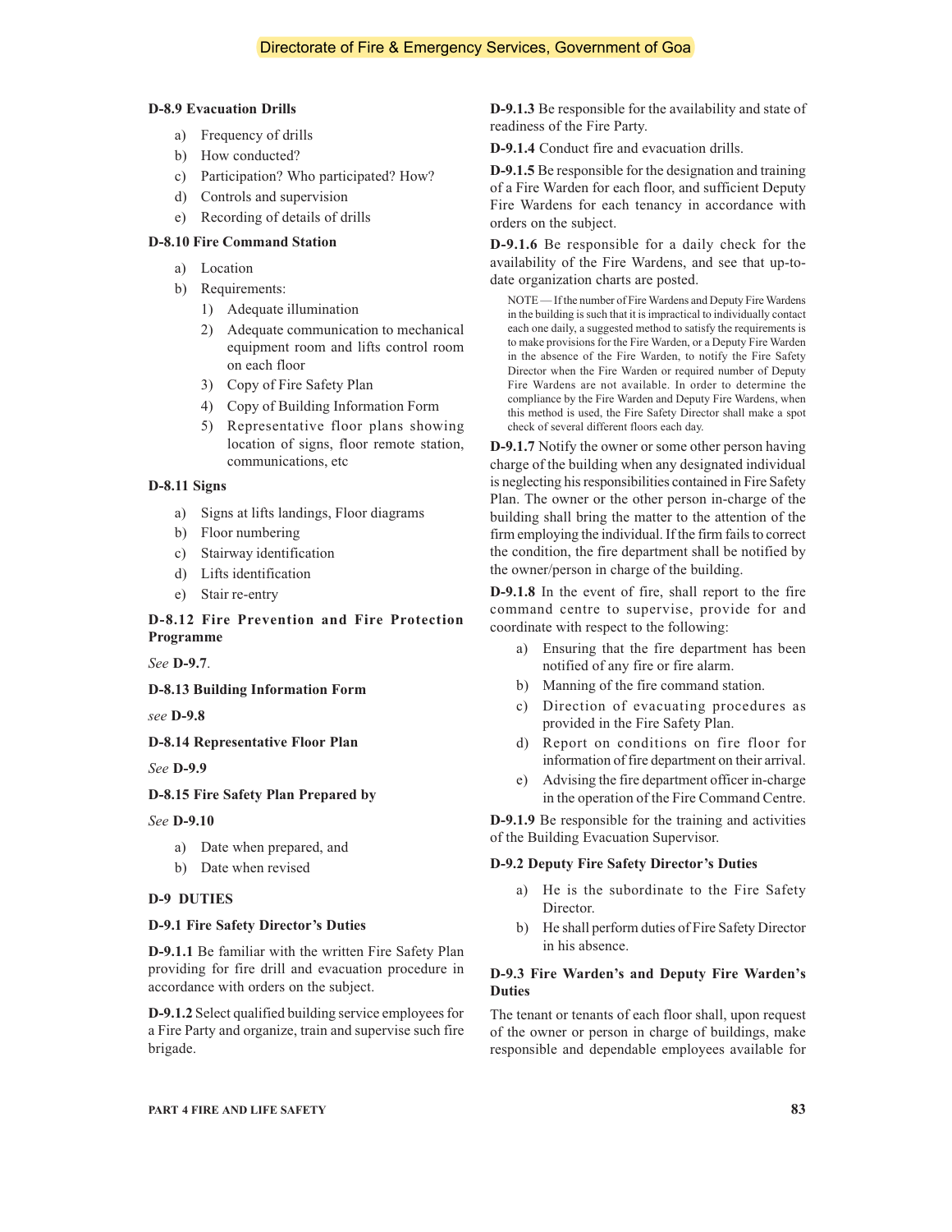**D-8.9 Evacuation Drills**

a) Frequency of drills
b) How conducted?
c) Participation? Who participated? How?
d) Controls and supervision
e) Recording of details of drills

**D-8.10 Fire Command Station**

a) Location
b) Requirements:
   1) Adequate illumination
   2) Adequate communication to mechanical equipment room and lifts control room on each floor
   3) Copy of Fire Safety Plan
   4) Copy of Building Information Form
   5) Representative floor plans showing location of signs, floor remote station, communications, etc

**D-8.11 Signs**

a) Signs at lifts landings, Floor diagrams
b) Floor numbering
c) Stairway identification
d) Lifts identification
e) Stair re-entry

**D-8.12 Fire Prevention and Fire Protection Programme**

*See* **D-9.7**.

**D-8.13 Building Information Form**

*see* **D-9.8**

**D-8.14 Representative Floor Plan**

*See* **D-9.9**

**D-8.15 Fire Safety Plan Prepared by**

*See* **D-9.10**

a) Date when prepared, and
b) Date when revised

**D-9 DUTIES**

**D-9.1 Fire Safety Director's Duties**

**D-9.1.1** Be familiar with the written Fire Safety Plan providing for fire drill and evacuation procedure in accordance with orders on the subject.

**D-9.1.2** Select qualified building service employees for a Fire Party and organize, train and supervise such fire brigade.

**D-9.1.3** Be responsible for the availability and state of readiness of the Fire Party.

**D-9.1.4** Conduct fire and evacuation drills.

**D-9.1.5** Be responsible for the designation and training of a Fire Warden for each floor, and sufficient Deputy Fire Wardens for each tenancy in accordance with orders on the subject.

**D-9.1.6** Be responsible for a daily check for the availability of the Fire Wardens, and see that up-to-date organization charts are posted.

NOTE — If the number of Fire Wardens and Deputy Fire Wardens in the building is such that it is impractical to individually contact each one daily, a suggested method to satisfy the requirements is to make provisions for the Fire Warden, or a Deputy Fire Warden in the absence of the Fire Warden, to notify the Fire Safety Director when the Fire Warden or required number of Deputy Fire Wardens are not available. In order to determine the compliance by the Fire Warden and Deputy Fire Wardens, when this method is used, the Fire Safety Director shall make a spot check of several different floors each day.

**D-9.1.7** Notify the owner or some other person having charge of the building when any designated individual is neglecting his responsibilities contained in Fire Safety Plan. The owner or the other person in-charge of the building shall bring the matter to the attention of the firm employing the individual. If the firm fails to correct the condition, the fire department shall be notified by the owner/person in charge of the building.

**D-9.1.8** In the event of fire, shall report to the fire command centre to supervise, provide for and coordinate with respect to the following:

a) Ensuring that the fire department has been notified of any fire or fire alarm.
b) Manning of the fire command station.
c) Direction of evacuating procedures as provided in the Fire Safety Plan.
d) Report on conditions on fire floor for information of fire department on their arrival.
e) Advising the fire department officer in-charge in the operation of the Fire Command Centre.

**D-9.1.9** Be responsible for the training and activities of the Building Evacuation Supervisor.

**D-9.2 Deputy Fire Safety Director's Duties**

a) He is the subordinate to the Fire Safety Director.
b) He shall perform duties of Fire Safety Director in his absence.

**D-9.3 Fire Warden's and Deputy Fire Warden's Duties**

The tenant or tenants of each floor shall, upon request of the owner or person in charge of buildings, make responsible and dependable employees available for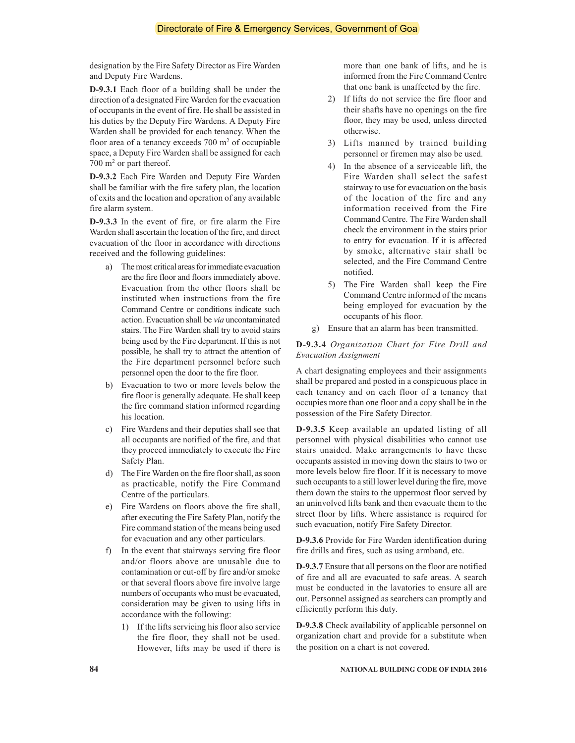designation by the Fire Safety Director as Fire Warden and Deputy Fire Wardens.

**D-9.3.1** Each floor of a building shall be under the direction of a designated Fire Warden for the evacuation of occupants in the event of fire. He shall be assisted in his duties by the Deputy Fire Wardens. A Deputy Fire Warden shall be provided for each tenancy. When the floor area of a tenancy exceeds 700 $m^2$ of occupiable space, a Deputy Fire Warden shall be assigned for each 700 $m^2$ or part thereof.

**D-9.3.2** Each Fire Warden and Deputy Fire Warden shall be familiar with the fire safety plan, the location of exits and the location and operation of any available fire alarm system.

**D-9.3.3** In the event of fire, or fire alarm the Fire Warden shall ascertain the location of the fire, and direct evacuation of the floor in accordance with directions received and the following guidelines:

a) The most critical areas for immediate evacuation are the fire floor and floors immediately above. Evacuation from the other floors shall be instituted when instructions from the fire Command Centre or conditions indicate such action. Evacuation shall be *via* uncontaminated stairs. The Fire Warden shall try to avoid stairs being used by the Fire department. If this is not possible, he shall try to attract the attention of the Fire department personnel before such personnel open the door to the fire floor.

b) Evacuation to two or more levels below the fire floor is generally adequate. He shall keep the fire command station informed regarding his location.

c) Fire Wardens and their deputies shall see that all occupants are notified of the fire, and that they proceed immediately to execute the Fire Safety Plan.

d) The Fire Warden on the fire floor shall, as soon as practicable, notify the Fire Command Centre of the particulars.

e) Fire Wardens on floors above the fire shall, after executing the Fire Safety Plan, notify the Fire command station of the means being used for evacuation and any other particulars.

f) In the event that stairways serving fire floor and/or floors above are unusable due to contamination or cut-off by fire and/or smoke or that several floors above fire involve large numbers of occupants who must be evacuated, consideration may be given to using lifts in accordance with the following:

   1) If the lifts servicing his floor also service the fire floor, they shall not be used. However, lifts may be used if there is more than one bank of lifts, and he is informed from the Fire Command Centre that one bank is unaffected by the fire.

   2) If lifts do not service the fire floor and their shafts have no openings on the fire floor, they may be used, unless directed otherwise.

   3) Lifts manned by trained building personnel or firemen may also be used.

   4) In the absence of a serviceable lift, the Fire Warden shall select the safest stairway to use for evacuation on the basis of the location of the fire and any information received from the Fire Command Centre. The Fire Warden shall check the environment in the stairs prior to entry for evacuation. If it is affected by smoke, alternative stair shall be selected, and the Fire Command Centre notified.

   5) The Fire Warden shall keep the Fire Command Centre informed of the means being employed for evacuation by the occupants of his floor.

g) Ensure that an alarm has been transmitted.

**D-9.3.4** *Organization Chart for Fire Drill and Evacuation Assignment*

A chart designating employees and their assignments shall be prepared and posted in a conspicuous place in each tenancy and on each floor of a tenancy that occupies more than one floor and a copy shall be in the possession of the Fire Safety Director.

**D-9.3.5** Keep available an updated listing of all personnel with physical disabilities who cannot use stairs unaided. Make arrangements to have these occupants assisted in moving down the stairs to two or more levels below fire floor. If it is necessary to move such occupants to a still lower level during the fire, move them down the stairs to the uppermost floor served by an uninvolved lifts bank and then evacuate them to the street floor by lifts. Where assistance is required for such evacuation, notify Fire Safety Director.

**D-9.3.6** Provide for Fire Warden identification during fire drills and fires, such as using armband, etc.

**D-9.3.7** Ensure that all persons on the floor are notified of fire and all are evacuated to safe areas. A search must be conducted in the lavatories to ensure all are out. Personnel assigned as searchers can promptly and efficiently perform this duty.

**D-9.3.8** Check availability of applicable personnel on organization chart and provide for a substitute when the position on a chart is not covered.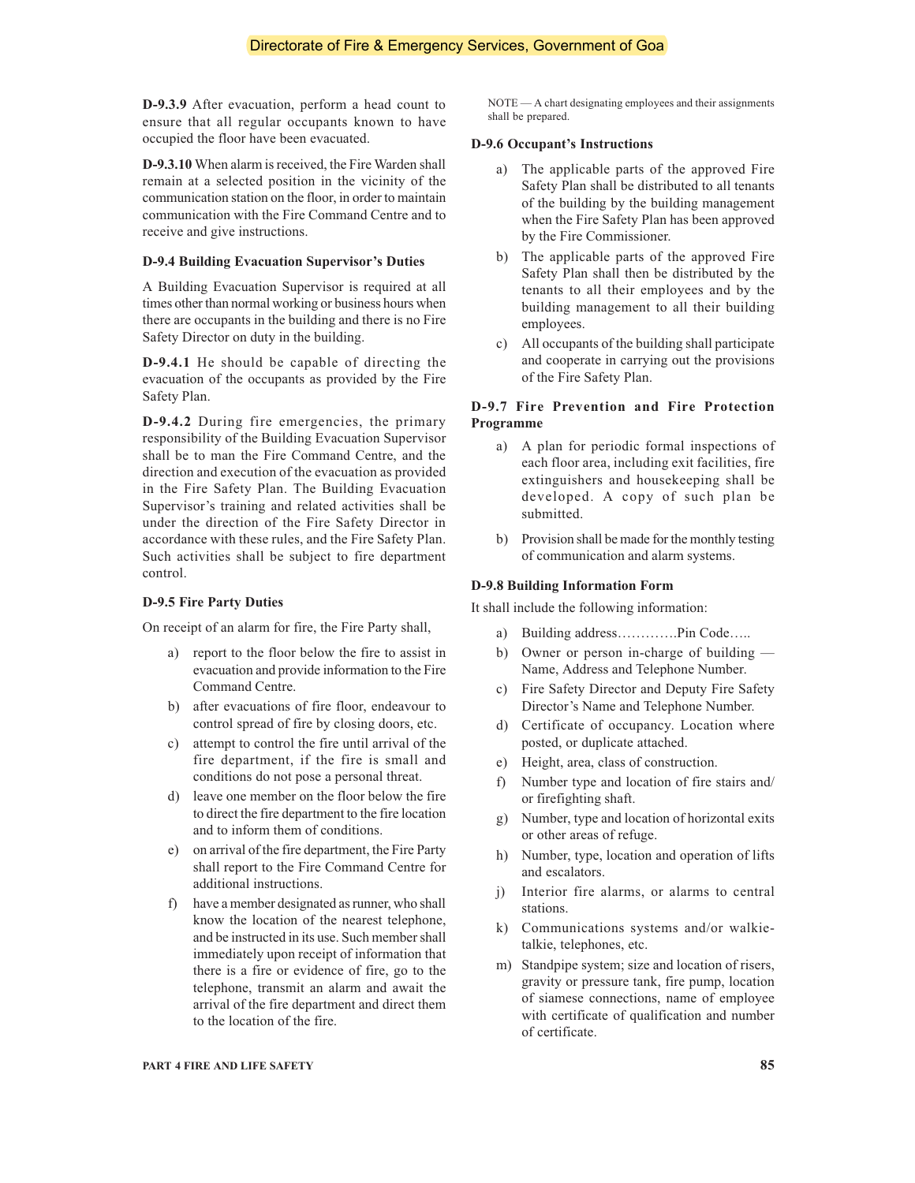**D-9.3.9** After evacuation, perform a head count to ensure that all regular occupants known to have occupied the floor have been evacuated.

**D-9.3.10** When alarm is received, the Fire Warden shall remain at a selected position in the vicinity of the communication station on the floor, in order to maintain communication with the Fire Command Centre and to receive and give instructions.

### D-9.4 Building Evacuation Supervisor's Duties

A Building Evacuation Supervisor is required at all times other than normal working or business hours when there are occupants in the building and there is no Fire Safety Director on duty in the building.

**D-9.4.1** He should be capable of directing the evacuation of the occupants as provided by the Fire Safety Plan.

**D-9.4.2** During fire emergencies, the primary responsibility of the Building Evacuation Supervisor shall be to man the Fire Command Centre, and the direction and execution of the evacuation as provided in the Fire Safety Plan. The Building Evacuation Supervisor's training and related activities shall be under the direction of the Fire Safety Director in accordance with these rules, and the Fire Safety Plan. Such activities shall be subject to fire department control.

### D-9.5 Fire Party Duties

On receipt of an alarm for fire, the Fire Party shall,

a) report to the floor below the fire to assist in evacuation and provide information to the Fire Command Centre.
b) after evacuations of fire floor, endeavour to control spread of fire by closing doors, etc.
c) attempt to control the fire until arrival of the fire department, if the fire is small and conditions do not pose a personal threat.
d) leave one member on the floor below the fire to direct the fire department to the fire location and to inform them of conditions.
e) on arrival of the fire department, the Fire Party shall report to the Fire Command Centre for additional instructions.
f) have a member designated as runner, who shall know the location of the nearest telephone, and be instructed in its use. Such member shall immediately upon receipt of information that there is a fire or evidence of fire, go to the telephone, transmit an alarm and await the arrival of the fire department and direct them to the location of the fire.

NOTE — A chart designating employees and their assignments shall be prepared.

### D-9.6 Occupant's Instructions

a) The applicable parts of the approved Fire Safety Plan shall be distributed to all tenants of the building by the building management when the Fire Safety Plan has been approved by the Fire Commissioner.
b) The applicable parts of the approved Fire Safety Plan shall then be distributed by the tenants to all their employees and by the building management to all their building employees.
c) All occupants of the building shall participate and cooperate in carrying out the provisions of the Fire Safety Plan.

### D-9.7 Fire Prevention and Fire Protection Programme

a) A plan for periodic formal inspections of each floor area, including exit facilities, fire extinguishers and housekeeping shall be developed. A copy of such plan be submitted.
b) Provision shall be made for the monthly testing of communication and alarm systems.

### D-9.8 Building Information Form

It shall include the following information:

a) Building address………….Pin Code…..
b) Owner or person in-charge of building — Name, Address and Telephone Number.
c) Fire Safety Director and Deputy Fire Safety Director's Name and Telephone Number.
d) Certificate of occupancy. Location where posted, or duplicate attached.
e) Height, area, class of construction.
f) Number type and location of fire stairs and/or firefighting shaft.
g) Number, type and location of horizontal exits or other areas of refuge.
h) Number, type, location and operation of lifts and escalators.
j) Interior fire alarms, or alarms to central stations.
k) Communications systems and/or walkie-talkie, telephones, etc.
m) Standpipe system; size and location of risers, gravity or pressure tank, fire pump, location of siamese connections, name of employee with certificate of qualification and number of certificate.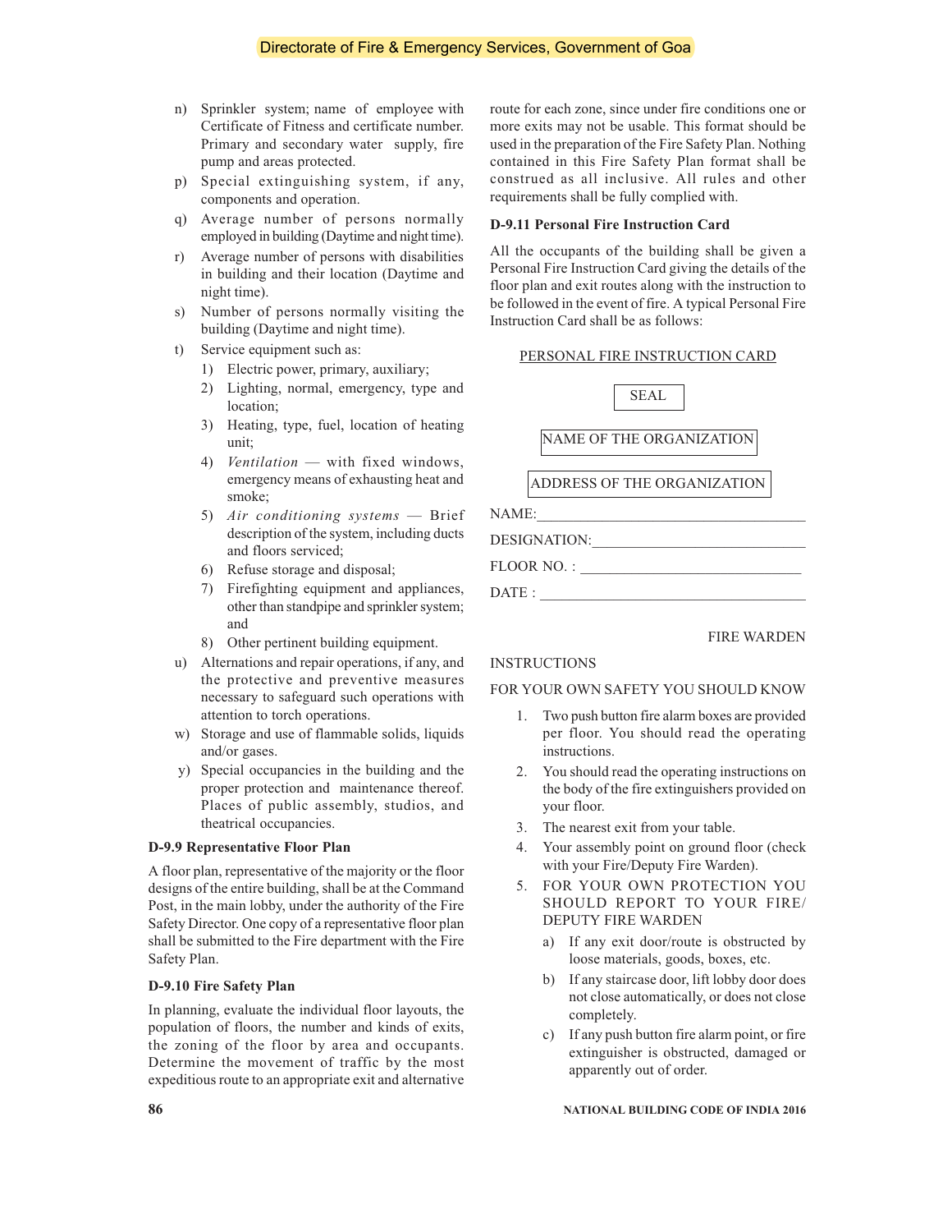n) Sprinkler system; name of employee with Certificate of Fitness and certificate number. Primary and secondary water supply, fire pump and areas protected.

p) Special extinguishing system, if any, components and operation.

q) Average number of persons normally employed in building (Daytime and night time).

r) Average number of persons with disabilities in building and their location (Daytime and night time).

s) Number of persons normally visiting the building (Daytime and night time).

t) Service equipment such as:
   1) Electric power, primary, auxiliary;
   2) Lighting, normal, emergency, type and location;
   3) Heating, type, fuel, location of heating unit;
   4) *Ventilation* — with fixed windows, emergency means of exhausting heat and smoke;
   5) *Air conditioning systems* — Brief description of the system, including ducts and floors serviced;
   6) Refuse storage and disposal;
   7) Firefighting equipment and appliances, other than standpipe and sprinkler system; and
   8) Other pertinent building equipment.

u) Alternations and repair operations, if any, and the protective and preventive measures necessary to safeguard such operations with attention to torch operations.

w) Storage and use of flammable solids, liquids and/or gases.

y) Special occupancies in the building and the proper protection and maintenance thereof. Places of public assembly, studios, and theatrical occupancies.

**D-9.9 Representative Floor Plan**

A floor plan, representative of the majority or the floor designs of the entire building, shall be at the Command Post, in the main lobby, under the authority of the Fire Safety Director. One copy of a representative floor plan shall be submitted to the Fire department with the Fire Safety Plan.

**D-9.10 Fire Safety Plan**

In planning, evaluate the individual floor layouts, the population of floors, the number and kinds of exits, the zoning of the floor by area and occupants. Determine the movement of traffic by the most expeditious route to an appropriate exit and alternative route for each zone, since under fire conditions one or more exits may not be usable. This format should be used in the preparation of the Fire Safety Plan. Nothing contained in this Fire Safety Plan format shall be construed as all inclusive. All rules and other requirements shall be fully complied with.

**D-9.11 Personal Fire Instruction Card**

All the occupants of the building shall be given a Personal Fire Instruction Card giving the details of the floor plan and exit routes along with the instruction to be followed in the event of fire. A typical Personal Fire Instruction Card shall be as follows:

PERSONAL FIRE INSTRUCTION CARD

SEAL

NAME OF THE ORGANIZATION

ADDRESS OF THE ORGANIZATION

NAME:\_\_\_\_\_\_\_\_\_\_\_\_\_\_\_\_\_\_\_\_\_\_\_\_\_\_\_\_\_\_\_\_

DESIGNATION:\_\_\_\_\_\_\_\_\_\_\_\_\_\_\_\_\_\_\_\_\_\_\_\_\_\_

FLOOR NO. : \_\_\_\_\_\_\_\_\_\_\_\_\_\_\_\_\_\_\_\_\_\_\_\_\_\_

DATE : \_\_\_\_\_\_\_\_\_\_\_\_\_\_\_\_\_\_\_\_\_\_\_\_\_\_\_\_\_\_

FIRE WARDEN

INSTRUCTIONS

FOR YOUR OWN SAFETY YOU SHOULD KNOW

1. Two push button fire alarm boxes are provided per floor. You should read the operating instructions.
2. You should read the operating instructions on the body of the fire extinguishers provided on your floor.
3. The nearest exit from your table.
4. Your assembly point on ground floor (check with your Fire/Deputy Fire Warden).
5. FOR YOUR OWN PROTECTION YOU SHOULD REPORT TO YOUR FIRE/ DEPUTY FIRE WARDEN
   a) If any exit door/route is obstructed by loose materials, goods, boxes, etc.
   b) If any staircase door, lift lobby door does not close automatically, or does not close completely.
   c) If any push button fire alarm point, or fire extinguisher is obstructed, damaged or apparently out of order.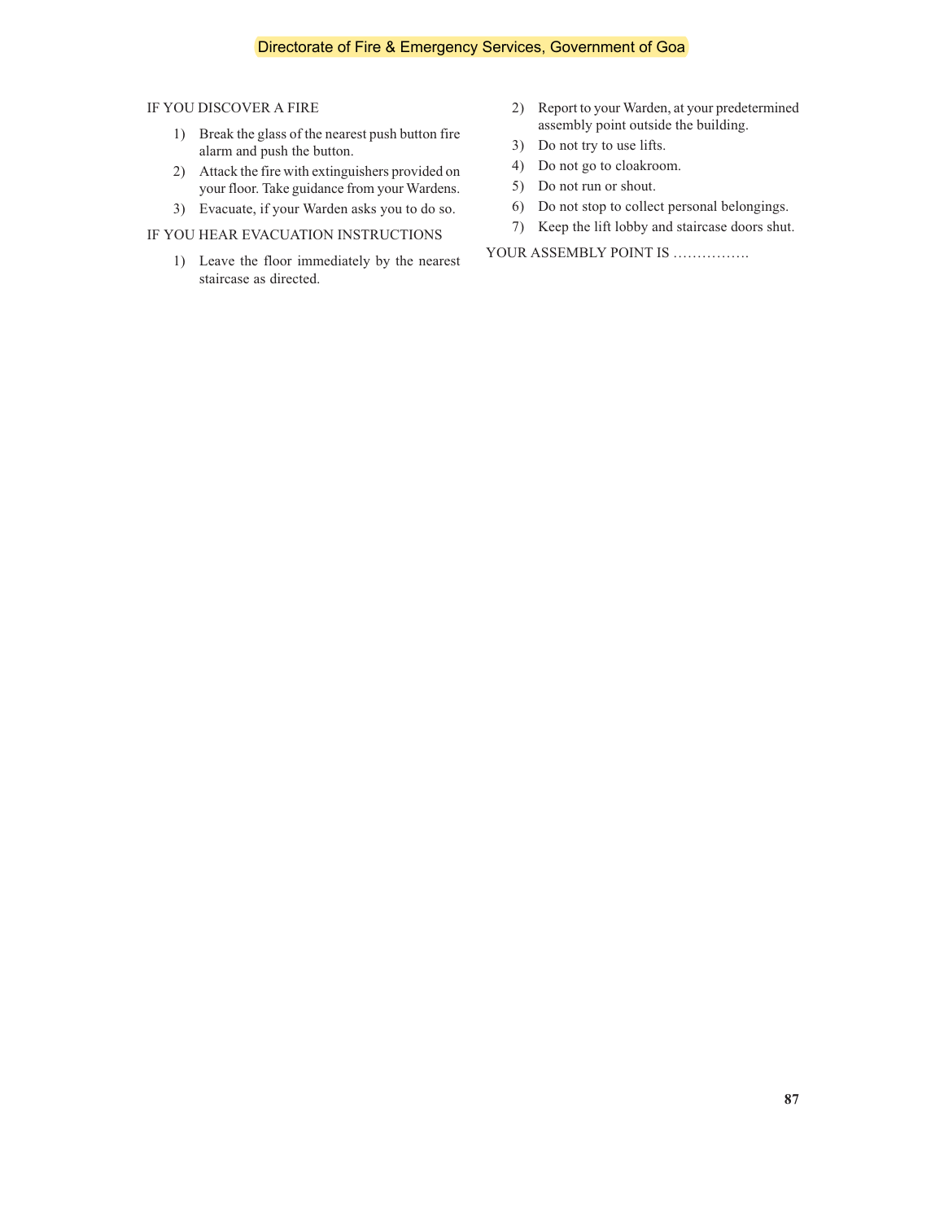IF YOU DISCOVER A FIRE

1) Break the glass of the nearest push button fire alarm and push the button.
2) Attack the fire with extinguishers provided on your floor. Take guidance from your Wardens.
3) Evacuate, if your Warden asks you to do so.

IF YOU HEAR EVACUATION INSTRUCTIONS

1) Leave the floor immediately by the nearest staircase as directed.
2) Report to your Warden, at your predetermined assembly point outside the building.
3) Do not try to use lifts.
4) Do not go to cloakroom.
5) Do not run or shout.
6) Do not stop to collect personal belongings.
7) Keep the lift lobby and staircase doors shut.

YOUR ASSEMBLY POINT IS …………….